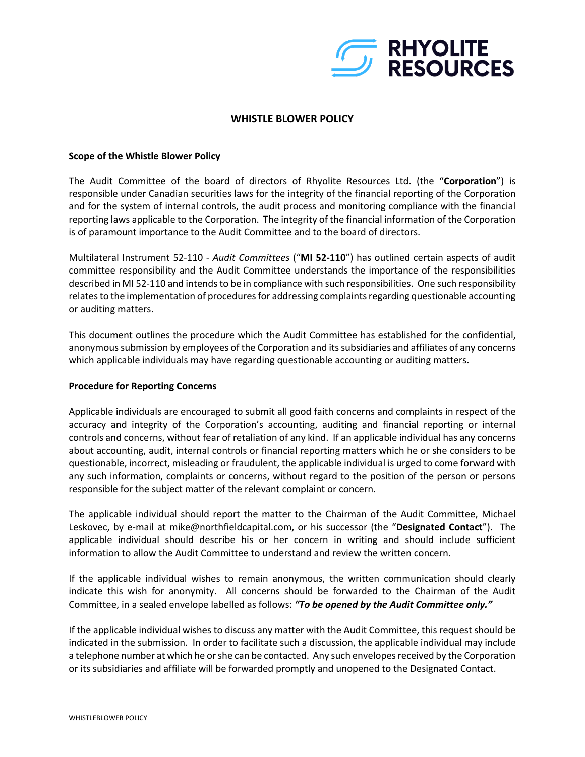# WHISTLE BLOWER POLICY

## Scope of the Whistle Blower Policy

The Audit Committee of the board of directors of Rhyolite Resources Ltd. (the "**Corporation**") is responsible under Canadian securities laws for the integrity of the financial reporting of the Corporation and for the system of internal controls, the audit process and monitoring compliance with the financial reporting laws applicable to the Corporation. The integrity of the financial information of the Corporation is of paramount importance to the Audit Committee and to the board of directors.

Multilateral Instrument 52-110 - *Audit Committees* ("**MI 52-110**") has outlined certain aspects of audit committee responsibility and the Audit Committee understands the importance of the responsibilities described in MI 52-110 and intends to be in compliance with such responsibilities. One such responsibility relates to the implementation of procedures for addressing complaints regarding questionable accounting or auditing matters.

This document outlines the procedure which the Audit Committee has established for the confidential, anonymous submission by employees of the Corporation and its subsidiaries and affiliates of any concerns which applicable individuals may have regarding questionable accounting or auditing matters.

## Procedure for Reporting Concerns

Applicable individuals are encouraged to submit all good faith concerns and complaints in respect of the accuracy and integrity of the Corporation's accounting, auditing and financial reporting or internal controls and concerns, without fear of retaliation of any kind. If an applicable individual has any concerns about accounting, audit, internal controls or financial reporting matters which he or she considers to be questionable, incorrect, misleading or fraudulent, the applicable individual is urged to come forward with any such information, complaints or concerns, without regard to the position of the person or persons responsible for the subject matter of the relevant complaint or concern.

The applicable individual should report the matter to the Chairman of the Audit Committee, Michael Leskovec, by e-mail at mike@northfieldcapital.com, or his successor (the "**Designated Contact**"). The applicable individual should describe his or her concern in writing and should include sufficient information to allow the Audit Committee to understand and review the written concern.

If the applicable individual wishes to remain anonymous, the written communication should clearly indicate this wish for anonymity. All concerns should be forwarded to the Chairman of the Audit Committee, in a sealed envelope labelled as follows: ***"To be opened by the Audit Committee only."***

If the applicable individual wishes to discuss any matter with the Audit Committee, this request should be indicated in the submission. In order to facilitate such a discussion, the applicable individual may include a telephone number at which he or she can be contacted. Any such envelopes received by the Corporation or its subsidiaries and affiliate will be forwarded promptly and unopened to the Designated Contact.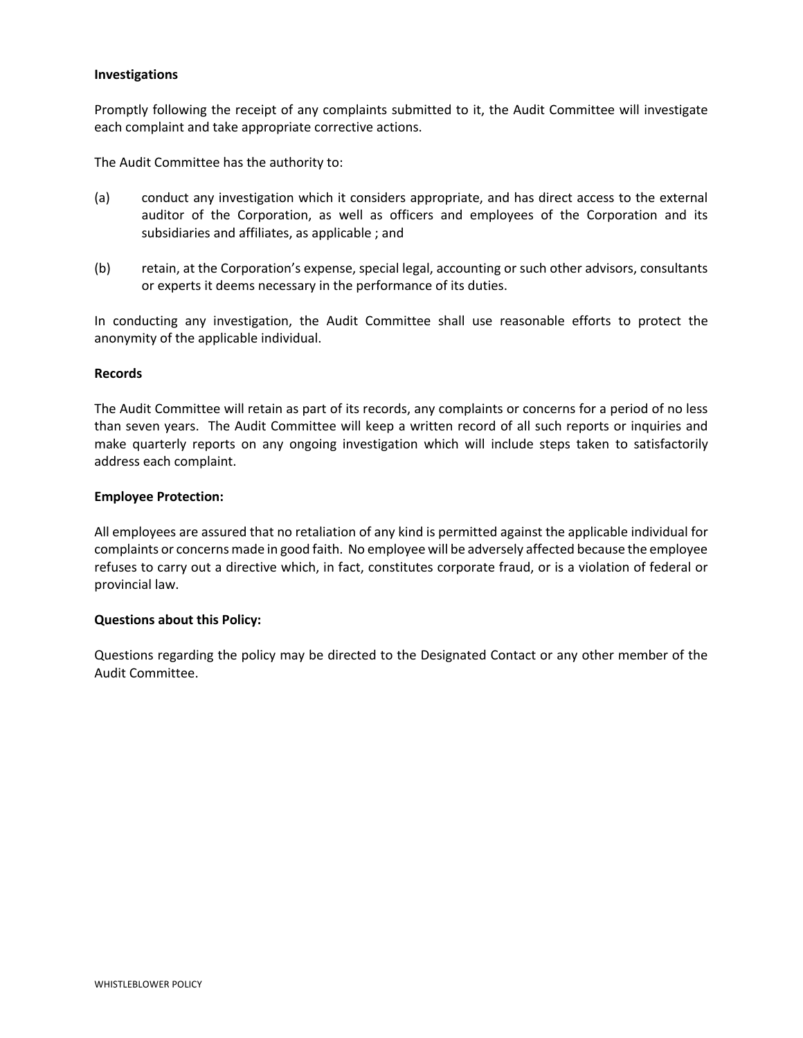**Investigations**

Promptly following the receipt of any complaints submitted to it, the Audit Committee will investigate each complaint and take appropriate corrective actions.

The Audit Committee has the authority to:

(a) conduct any investigation which it considers appropriate, and has direct access to the external auditor of the Corporation, as well as officers and employees of the Corporation and its subsidiaries and affiliates, as applicable ; and

(b) retain, at the Corporation's expense, special legal, accounting or such other advisors, consultants or experts it deems necessary in the performance of its duties.

In conducting any investigation, the Audit Committee shall use reasonable efforts to protect the anonymity of the applicable individual.

**Records**

The Audit Committee will retain as part of its records, any complaints or concerns for a period of no less than seven years. The Audit Committee will keep a written record of all such reports or inquiries and make quarterly reports on any ongoing investigation which will include steps taken to satisfactorily address each complaint.

**Employee Protection:**

All employees are assured that no retaliation of any kind is permitted against the applicable individual for complaints or concerns made in good faith. No employee will be adversely affected because the employee refuses to carry out a directive which, in fact, constitutes corporate fraud, or is a violation of federal or provincial law.

**Questions about this Policy:**

Questions regarding the policy may be directed to the Designated Contact or any other member of the Audit Committee.